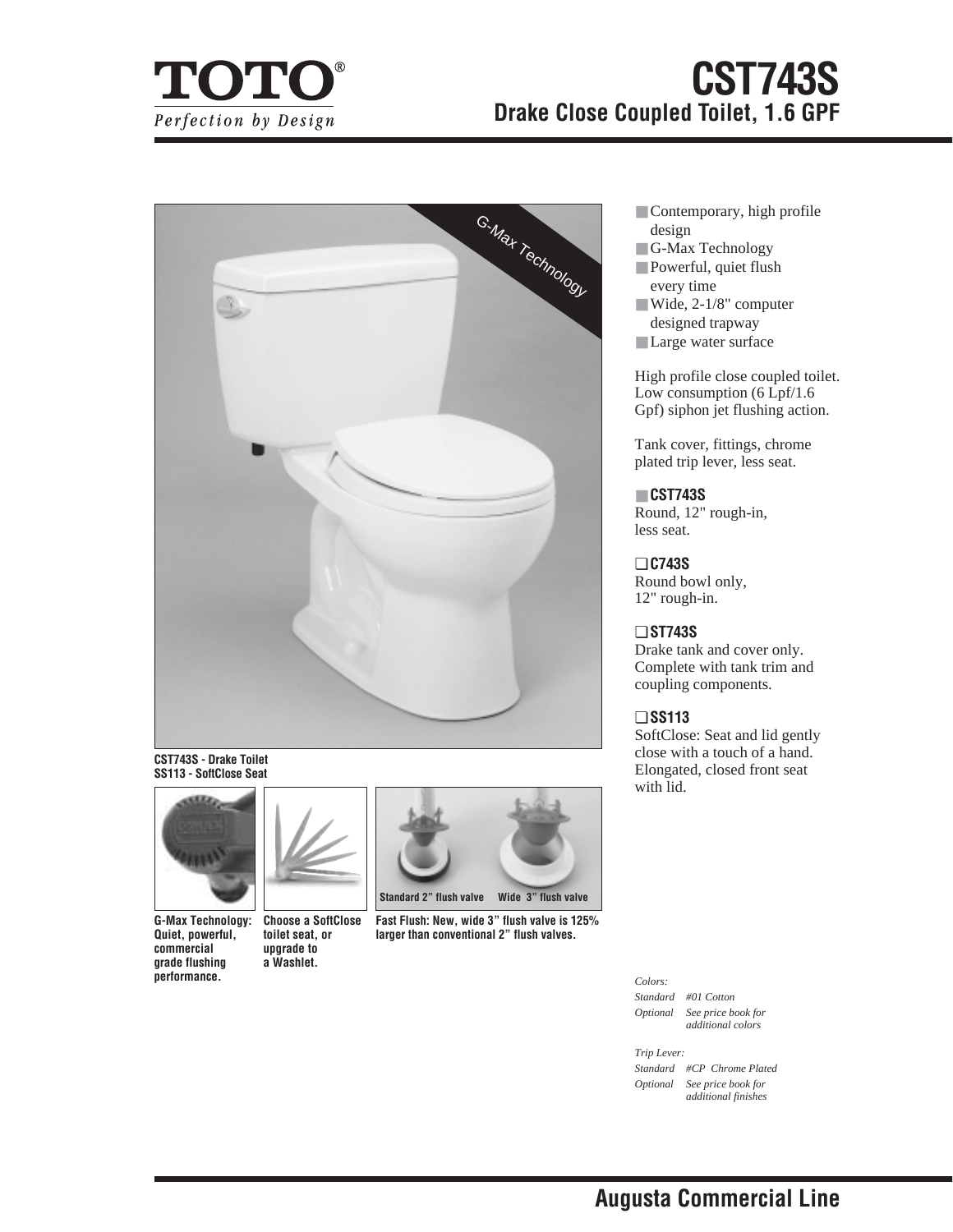TOTO®
*Perfection by Design*

# CST743S
## Drake Close Coupled Toilet, 1.6 GPF

G-Max Technology

CST743S - Drake Toilet
SS113 - SoftClose Seat

Standard 2" flush valve    Wide 3" flush valve

**G-Max Technology: Quiet, powerful, commercial grade flushing performance.**

**Choose a SoftClose toilet seat, or upgrade to a Washlet.**

**Fast Flush: New, wide 3" flush valve is 125% larger than conventional 2" flush valves.**

- Contemporary, high profile design
- G-Max Technology
- Powerful, quiet flush every time
- Wide, 2-1/8" computer designed trapway
- Large water surface

High profile close coupled toilet. Low consumption (6 Lpf/1.6 Gpf) siphon jet flushing action.

Tank cover, fittings, chrome plated trip lever, less seat.

■ **CST743S**
Round, 12" rough-in, less seat.

❑ **C743S**
Round bowl only, 12" rough-in.

❑ **ST743S**
Drake tank and cover only. Complete with tank trim and coupling components.

❑ **SS113**
SoftClose: Seat and lid gently close with a touch of a hand. Elongated, closed front seat with lid.

*Colors:*
*Standard #01 Cotton*
*Optional See price book for additional colors*

*Trip Lever:*
*Standard #CP Chrome Plated*
*Optional See price book for additional finishes*

**Augusta Commercial Line**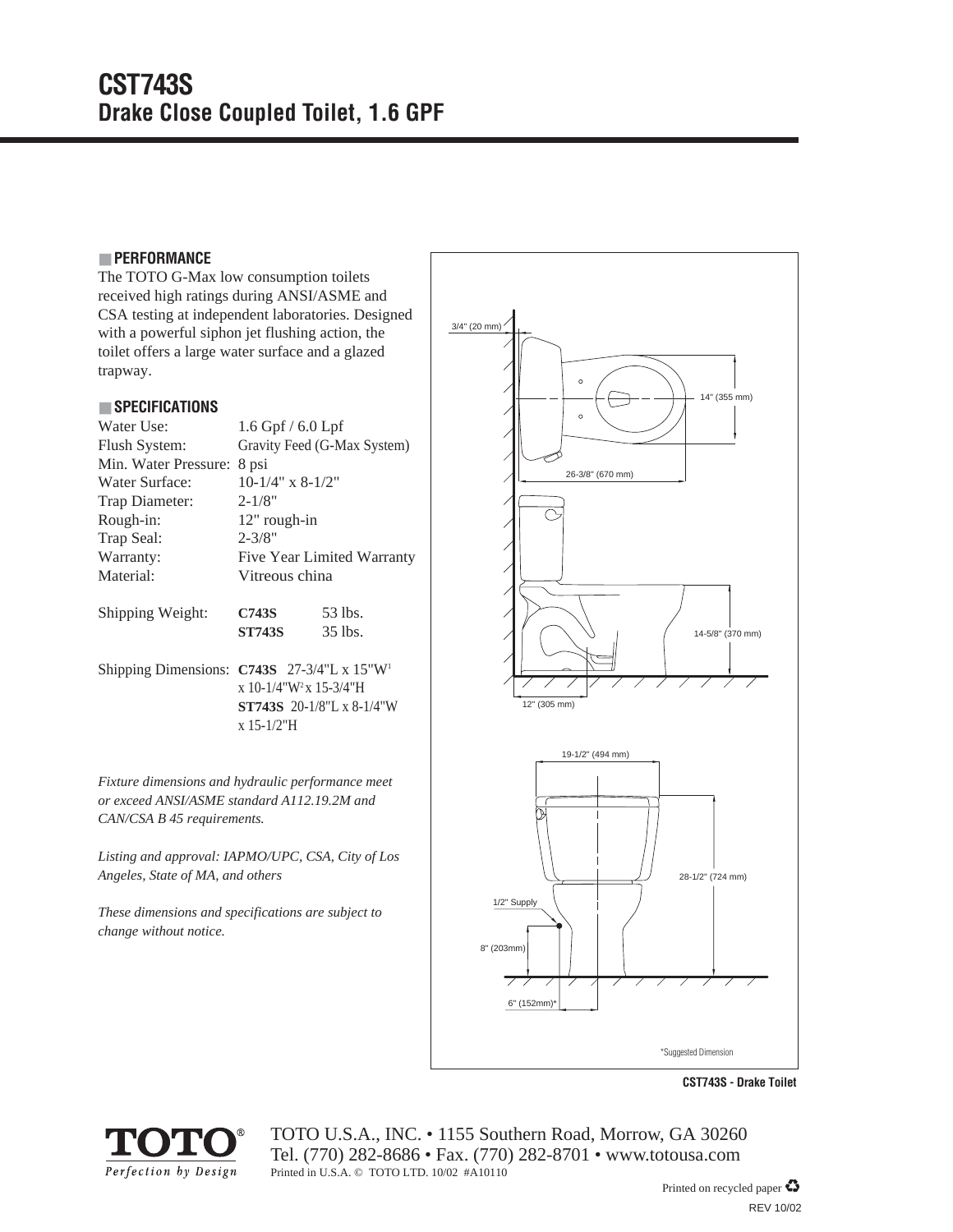# CST743S
## Drake Close Coupled Toilet, 1.6 GPF

### PERFORMANCE

The TOTO G-Max low consumption toilets received high ratings during ANSI/ASME and CSA testing at independent laboratories. Designed with a powerful siphon jet flushing action, the toilet offers a large water surface and a glazed trapway.

### SPECIFICATIONS

| | |
|---|---|
| Water Use: | 1.6 Gpf / 6.0 Lpf |
| Flush System: | Gravity Feed (G-Max System) |
| Min. Water Pressure: | 8 psi |
| Water Surface: | 10-1/4" x 8-1/2" |
| Trap Diameter: | 2-1/8" |
| Rough-in: | 12" rough-in |
| Trap Seal: | 2-3/8" |
| Warranty: | Five Year Limited Warranty |
| Material: | Vitreous china |

| | | |
|---|---|---|
| Shipping Weight: | **C743S** | 53 lbs. |
| | **ST743S** | 35 lbs. |

Shipping Dimensions: **C743S** 27-3/4"L x 15"W[1] x 10-1/4"W[2] x 15-3/4"H
**ST743S** 20-1/8"L x 8-1/4"W x 15-1/2"H

*Fixture dimensions and hydraulic performance meet or exceed ANSI/ASME standard A112.19.2M and CAN/CSA B 45 requirements.*

*Listing and approval: IAPMO/UPC, CSA, City of Los Angeles, State of MA, and others*

*These dimensions and specifications are subject to change without notice.*

3/4" (20 mm)
14" (355 mm)
26-3/8" (670 mm)
14-5/8" (370 mm)
12" (305 mm)
19-1/2" (494 mm)
28-1/2" (724 mm)
1/2" Supply
8" (203mm)
6" (152mm)*

*Suggested Dimension

**CST743S - Drake Toilet**

TOTO U.S.A., INC. • 1155 Southern Road, Morrow, GA 30260
Tel. (770) 282-8686 • Fax. (770) 282-8701 • www.totousa.com
Printed in U.S.A. © TOTO LTD. 10/02 #A10110

Printed on recycled paper

REV 10/02